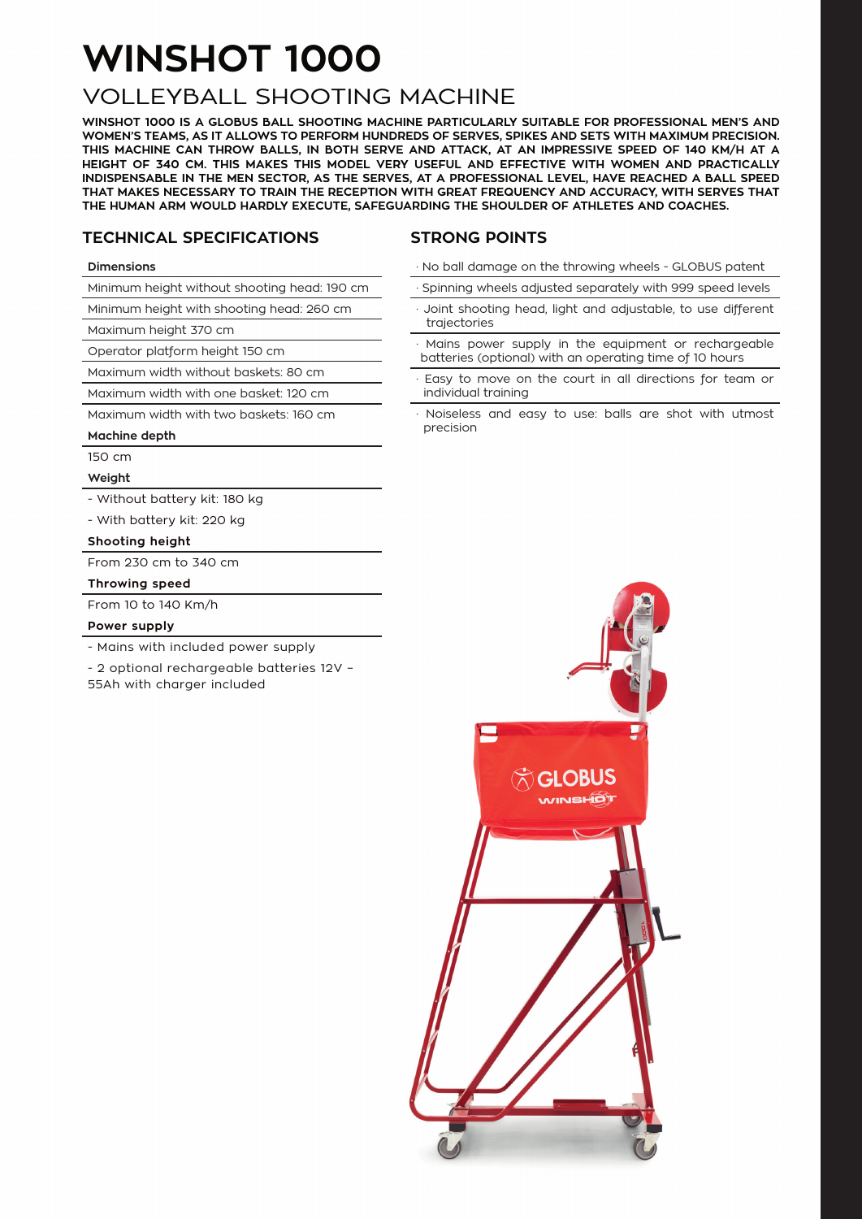# WINSHOT 1000

## VOLLEYBALL SHOOTING MACHINE

**WINSHOT 1000 IS A GLOBUS BALL SHOOTING MACHINE PARTICULARLY SUITABLE FOR PROFESSIONAL MEN'S AND WOMEN'S TEAMS, AS IT ALLOWS TO PERFORM HUNDREDS OF SERVES, SPIKES AND SETS WITH MAXIMUM PRECISION. THIS MACHINE CAN THROW BALLS, IN BOTH SERVE AND ATTACK, AT AN IMPRESSIVE SPEED OF 140 KM/H AT A HEIGHT OF 340 CM. THIS MAKES THIS MODEL VERY USEFUL AND EFFECTIVE WITH WOMEN AND PRACTICALLY INDISPENSABLE IN THE MEN SECTOR, AS THE SERVES, AT A PROFESSIONAL LEVEL, HAVE REACHED A BALL SPEED THAT MAKES NECESSARY TO TRAIN THE RECEPTION WITH GREAT FREQUENCY AND ACCURACY, WITH SERVES THAT THE HUMAN ARM WOULD HARDLY EXECUTE, SAFEGUARDING THE SHOULDER OF ATHLETES AND COACHES.**

### TECHNICAL SPECIFICATIONS

**Dimensions**

Minimum height without shooting head: 190 cm

Minimum height with shooting head: 260 cm

Maximum height 370 cm

Operator platform height 150 cm

Maximum width without baskets: 80 cm

Maximum width with one basket: 120 cm

Maximum width with two baskets: 160 cm

**Machine depth**

150 cm

**Weight**

- Without battery kit: 180 kg
- With battery kit: 220 kg

**Shooting height**

From 230 cm to 340 cm

**Throwing speed**

From 10 to 140 Km/h

**Power supply**

- Mains with included power supply
- 2 optional rechargeable batteries 12V – 55Ah with charger included

### STRONG POINTS

· No ball damage on the throwing wheels - GLOBUS patent

· Spinning wheels adjusted separately with 999 speed levels

· Joint shooting head, light and adjustable, to use different trajectories

· Mains power supply in the equipment or rechargeable batteries (optional) with an operating time of 10 hours

· Easy to move on the court in all directions for team or individual training

· Noiseless and easy to use: balls are shot with utmost precision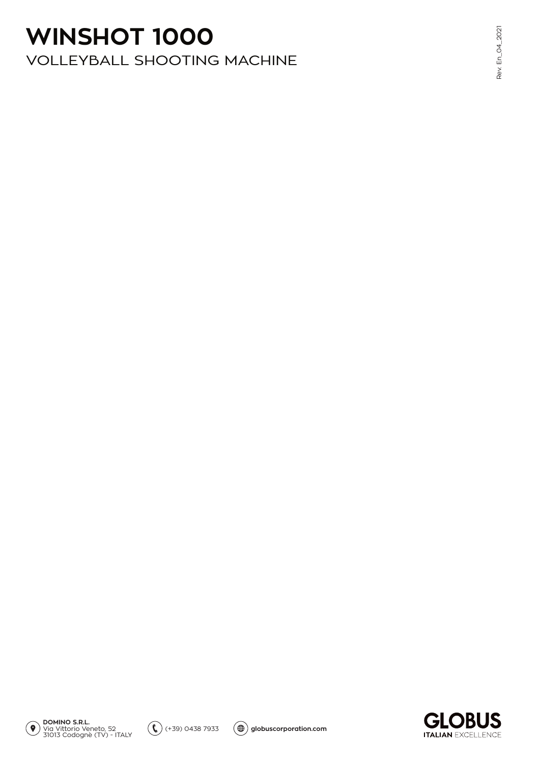# WINSHOT 1000

VOLLEYBALL SHOOTING MACHINE

Rev. En_04_2021

**DOMINO S.R.L.**
Via Vittorio Veneto, 52
31013 Codognè (TV) - ITALY

(+39) 0438 7933

**globuscorporation.com**

**GLOBUS**
**ITALIAN** EXCELLENCE